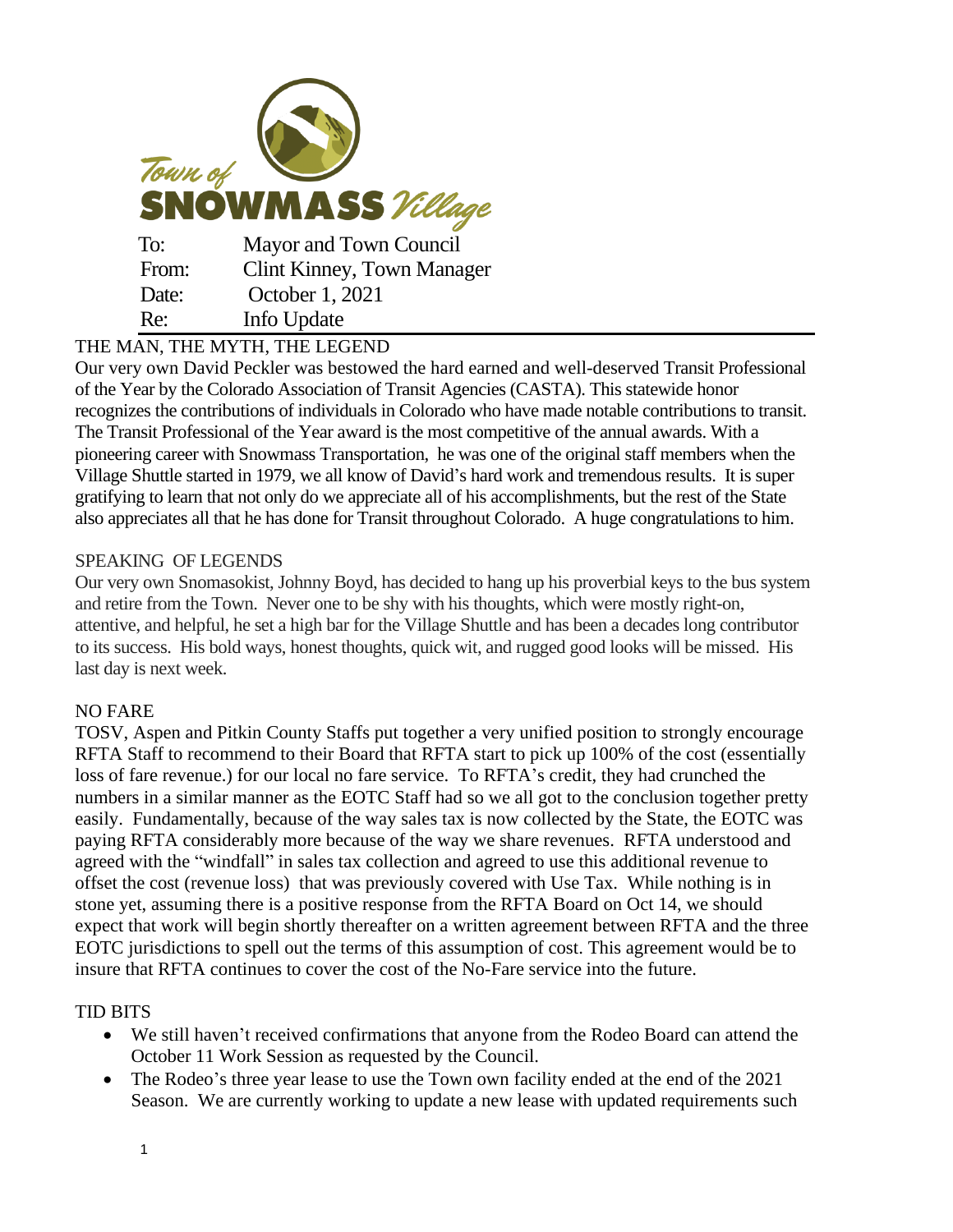Town of **SNOWMASS** *Village*

| | |
|---|---|
| To: | Mayor and Town Council |
| From: | Clint Kinney, Town Manager |
| Date: | October 1, 2021 |
| Re: | Info Update |

## THE MAN, THE MYTH, THE LEGEND

Our very own David Peckler was bestowed the hard earned and well-deserved Transit Professional of the Year by the Colorado Association of Transit Agencies (CASTA). This statewide honor recognizes the contributions of individuals in Colorado who have made notable contributions to transit. The Transit Professional of the Year award is the most competitive of the annual awards. With a pioneering career with Snowmass Transportation, he was one of the original staff members when the Village Shuttle started in 1979, we all know of David's hard work and tremendous results. It is super gratifying to learn that not only do we appreciate all of his accomplishments, but the rest of the State also appreciates all that he has done for Transit throughout Colorado. A huge congratulations to him.

## SPEAKING OF LEGENDS

Our very own Snomasokist, Johnny Boyd, has decided to hang up his proverbial keys to the bus system and retire from the Town. Never one to be shy with his thoughts, which were mostly right-on, attentive, and helpful, he set a high bar for the Village Shuttle and has been a decades long contributor to its success. His bold ways, honest thoughts, quick wit, and rugged good looks will be missed. His last day is next week.

## NO FARE

TOSV, Aspen and Pitkin County Staffs put together a very unified position to strongly encourage RFTA Staff to recommend to their Board that RFTA start to pick up 100% of the cost (essentially loss of fare revenue.) for our local no fare service. To RFTA's credit, they had crunched the numbers in a similar manner as the EOTC Staff had so we all got to the conclusion together pretty easily. Fundamentally, because of the way sales tax is now collected by the State, the EOTC was paying RFTA considerably more because of the way we share revenues. RFTA understood and agreed with the "windfall" in sales tax collection and agreed to use this additional revenue to offset the cost (revenue loss) that was previously covered with Use Tax. While nothing is in stone yet, assuming there is a positive response from the RFTA Board on Oct 14, we should expect that work will begin shortly thereafter on a written agreement between RFTA and the three EOTC jurisdictions to spell out the terms of this assumption of cost. This agreement would be to insure that RFTA continues to cover the cost of the No-Fare service into the future.

## TID BITS

- We still haven't received confirmations that anyone from the Rodeo Board can attend the October 11 Work Session as requested by the Council.
- The Rodeo's three year lease to use the Town own facility ended at the end of the 2021 Season. We are currently working to update a new lease with updated requirements such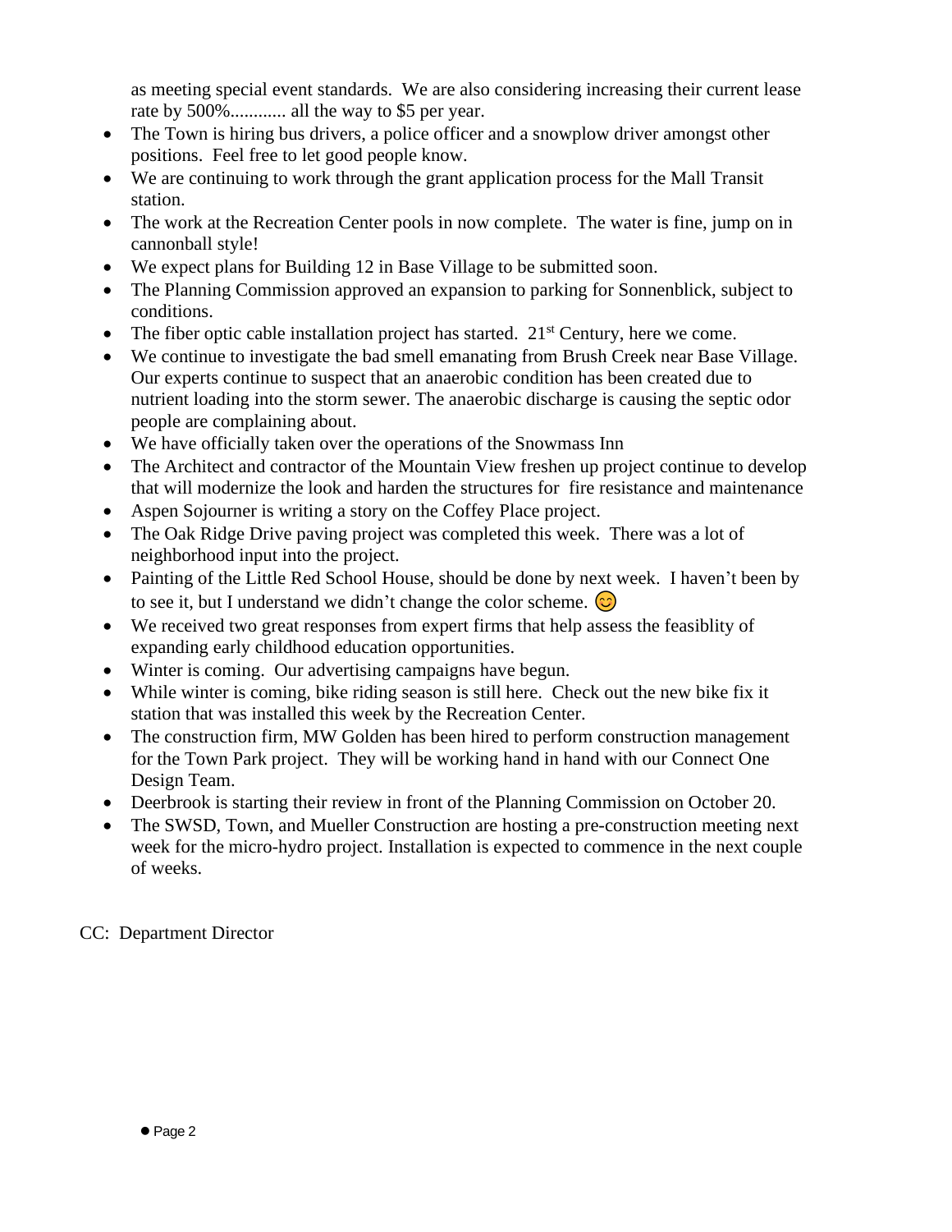as meeting special event standards.  We are also considering increasing their current lease rate by 500%............ all the way to $5 per year.

- The Town is hiring bus drivers, a police officer and a snowplow driver amongst other positions.  Feel free to let good people know.
- We are continuing to work through the grant application process for the Mall Transit station.
- The work at the Recreation Center pools in now complete.  The water is fine, jump on in cannonball style!
- We expect plans for Building 12 in Base Village to be submitted soon.
- The Planning Commission approved an expansion to parking for Sonnenblick, subject to conditions.
- The fiber optic cable installation project has started.  21st Century, here we come.
- We continue to investigate the bad smell emanating from Brush Creek near Base Village. Our experts continue to suspect that an anaerobic condition has been created due to nutrient loading into the storm sewer. The anaerobic discharge is causing the septic odor people are complaining about.
- We have officially taken over the operations of the Snowmass Inn
- The Architect and contractor of the Mountain View freshen up project continue to develop that will modernize the look and harden the structures for  fire resistance and maintenance
- Aspen Sojourner is writing a story on the Coffey Place project.
- The Oak Ridge Drive paving project was completed this week.  There was a lot of neighborhood input into the project.
- Painting of the Little Red School House, should be done by next week.  I haven't been by to see it, but I understand we didn't change the color scheme. 😊
- We received two great responses from expert firms that help assess the feasiblity of expanding early childhood education opportunities.
- Winter is coming.  Our advertising campaigns have begun.
- While winter is coming, bike riding season is still here.  Check out the new bike fix it station that was installed this week by the Recreation Center.
- The construction firm, MW Golden has been hired to perform construction management for the Town Park project.  They will be working hand in hand with our Connect One Design Team.
- Deerbrook is starting their review in front of the Planning Commission on October 20.
- The SWSD, Town, and Mueller Construction are hosting a pre-construction meeting next week for the micro-hydro project. Installation is expected to commence in the next couple of weeks.

CC:  Department Director